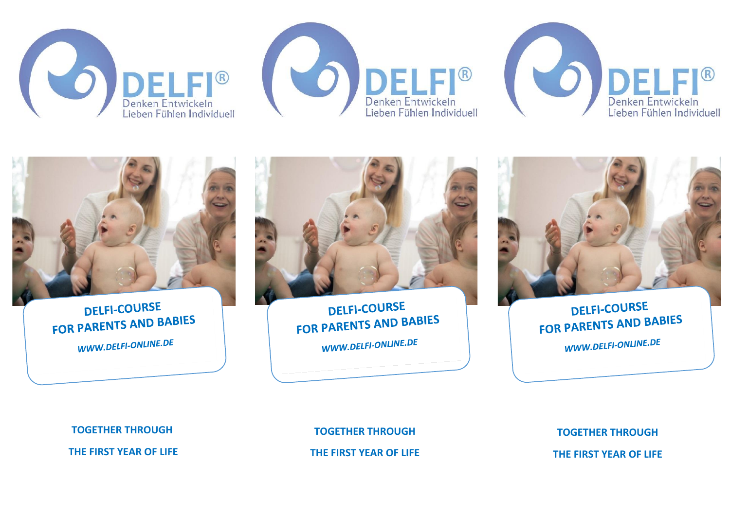DELFI®
Denken Entwickeln
Lieben Fühlen Individuell

DELFI-COURSE
FOR PARENTS AND BABIES

*WWW.DELFI-ONLINE.DE*

**TOGETHER THROUGH**

**THE FIRST YEAR OF LIFE**

DELFI®
Denken Entwickeln
Lieben Fühlen Individuell

DELFI-COURSE
FOR PARENTS AND BABIES

*WWW.DELFI-ONLINE.DE*

**TOGETHER THROUGH**

**THE FIRST YEAR OF LIFE**

DELFI®
Denken Entwickeln
Lieben Fühlen Individuell

DELFI-COURSE
FOR PARENTS AND BABIES

*WWW.DELFI-ONLINE.DE*

**TOGETHER THROUGH**

**THE FIRST YEAR OF LIFE**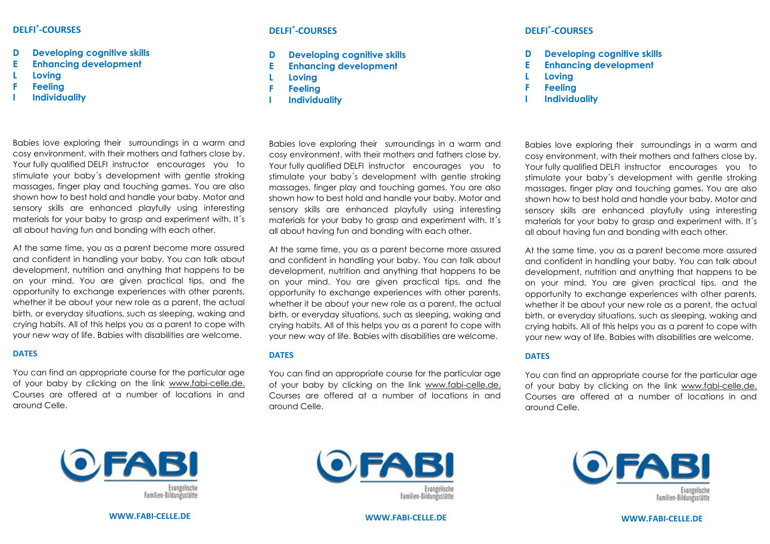## DELFI®-COURSES

**D Developing cognitive skills**
**E Enhancing development**
**L Loving**
**F Feeling**
**I Individuality**

Babies love exploring their surroundings in a warm and cosy environment, with their mothers and fathers close by. Your fully qualified DELFI instructor encourages you to stimulate your baby´s development with gentle stroking massages, finger play and touching games. You are also shown how to best hold and handle your baby. Motor and sensory skills are enhanced playfully using interesting materials for your baby to grasp and experiment with. It´s all about having fun and bonding with each other.

At the same time, you as a parent become more assured and confident in handling your baby. You can talk about development, nutrition and anything that happens to be on your mind. You are given practical tips, and the opportunity to exchange experiences with other parents, whether it be about your new role as a parent, the actual birth, or everyday situations, such as sleeping, waking and crying habits. All of this helps you as a parent to cope with your new way of life. Babies with disabilities are welcome.

### DATES

You can find an appropriate course for the particular age of your baby by clicking on the link www.fabi-celle.de. Courses are offered at a number of locations in and around Celle.

FABI
Evangelische Familien-Bildungsstätte

**WWW.FABI-CELLE.DE**

## DELFI®-COURSES

**D Developing cognitive skills**
**E Enhancing development**
**L Loving**
**F Feeling**
**I Individuality**

Babies love exploring their surroundings in a warm and cosy environment, with their mothers and fathers close by. Your fully qualified DELFI instructor encourages you to stimulate your baby´s development with gentle stroking massages, finger play and touching games. You are also shown how to best hold and handle your baby. Motor and sensory skills are enhanced playfully using interesting materials for your baby to grasp and experiment with. It´s all about having fun and bonding with each other.

At the same time, you as a parent become more assured and confident in handling your baby. You can talk about development, nutrition and anything that happens to be on your mind. You are given practical tips, and the opportunity to exchange experiences with other parents, whether it be about your new role as a parent, the actual birth, or everyday situations, such as sleeping, waking and crying habits. All of this helps you as a parent to cope with your new way of life. Babies with disabilities are welcome.

### DATES

You can find an appropriate course for the particular age of your baby by clicking on the link www.fabi-celle.de. Courses are offered at a number of locations in and around Celle.

FABI
Evangelische Familien-Bildungsstätte

**WWW.FABI-CELLE.DE**

## DELFI®-COURSES

**D Developing cognitive skills**
**E Enhancing development**
**L Loving**
**F Feeling**
**I Individuality**

Babies love exploring their surroundings in a warm and cosy environment, with their mothers and fathers close by. Your fully qualified DELFI instructor encourages you to stimulate your baby´s development with gentle stroking massages, finger play and touching games. You are also shown how to best hold and handle your baby. Motor and sensory skills are enhanced playfully using interesting materials for your baby to grasp and experiment with. It´s all about having fun and bonding with each other.

At the same time, you as a parent become more assured and confident in handling your baby. You can talk about development, nutrition and anything that happens to be on your mind. You are given practical tips, and the opportunity to exchange experiences with other parents, whether it be about your new role as a parent, the actual birth, or everyday situations, such as sleeping, waking and crying habits. All of this helps you as a parent to cope with your new way of life. Babies with disabilities are welcome.

### DATES

You can find an appropriate course for the particular age of your baby by clicking on the link www.fabi-celle.de. Courses are offered at a number of locations in and around Celle.

FABI
Evangelische Familien-Bildungsstätte

**WWW.FABI-CELLE.DE**